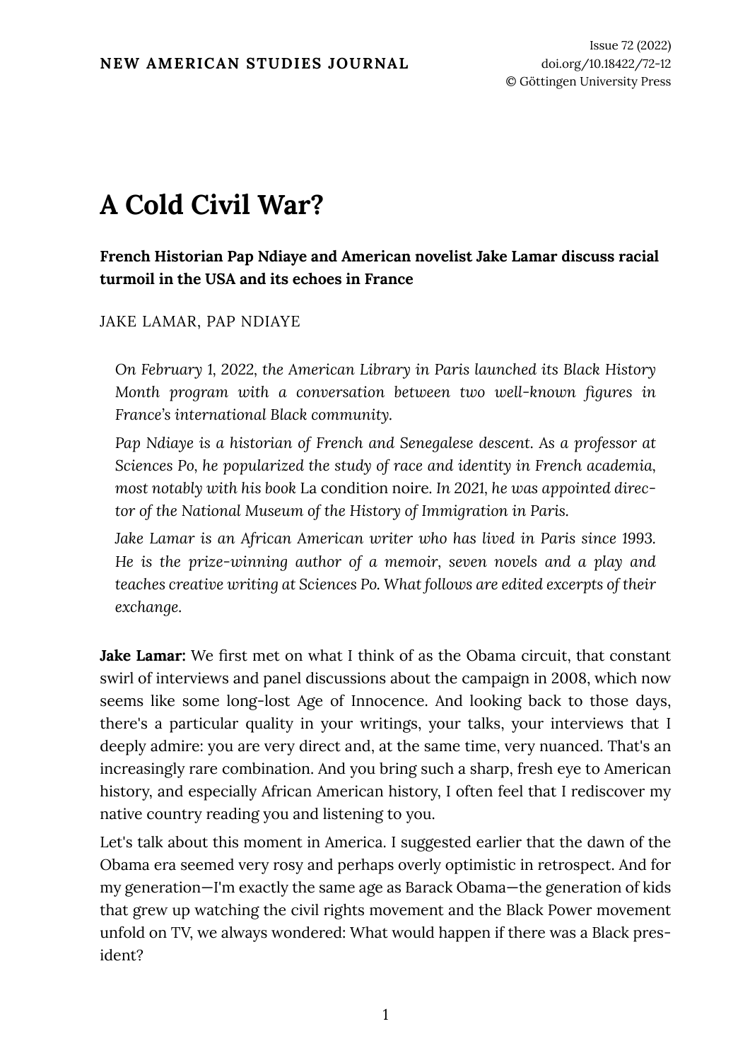# A Cold Civil War?

**French Historian Pap Ndiaye and American novelist Jake Lamar discuss racial turmoil in the USA and its echoes in France**

JAKE LAMAR, PAP NDIAYE

> *On February 1, 2022, the American Library in Paris launched its Black History Month program with a conversation between two well-known figures in France's international Black community.*
>
> *Pap Ndiaye is a historian of French and Senegalese descent. As a professor at Sciences Po, he popularized the study of race and identity in French academia, most notably with his book* La condition noire. *In 2021, he was appointed director of the National Museum of the History of Immigration in Paris.*
>
> *Jake Lamar is an African American writer who has lived in Paris since 1993. He is the prize-winning author of a memoir, seven novels and a play and teaches creative writing at Sciences Po. What follows are edited excerpts of their exchange.*

**Jake Lamar:** We first met on what I think of as the Obama circuit, that constant swirl of interviews and panel discussions about the campaign in 2008, which now seems like some long-lost Age of Innocence. And looking back to those days, there's a particular quality in your writings, your talks, your interviews that I deeply admire: you are very direct and, at the same time, very nuanced. That's an increasingly rare combination. And you bring such a sharp, fresh eye to American history, and especially African American history, I often feel that I rediscover my native country reading you and listening to you.

Let's talk about this moment in America. I suggested earlier that the dawn of the Obama era seemed very rosy and perhaps overly optimistic in retrospect. And for my generation—I'm exactly the same age as Barack Obama—the generation of kids that grew up watching the civil rights movement and the Black Power movement unfold on TV, we always wondered: What would happen if there was a Black president?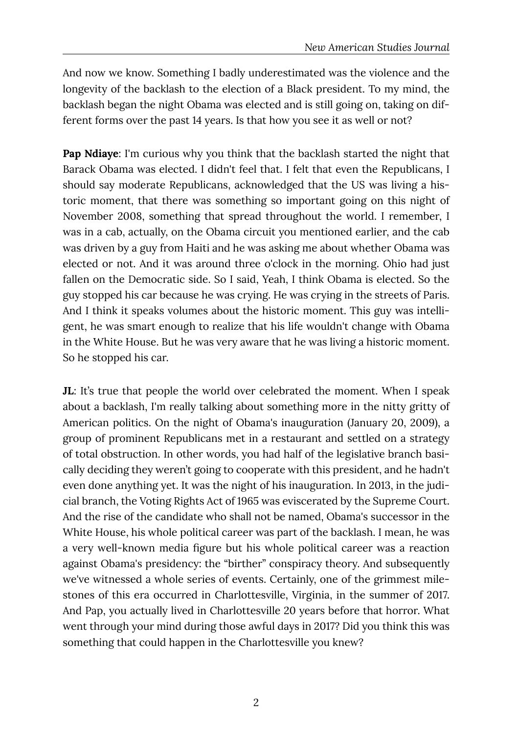And now we know. Something I badly underestimated was the violence and the longevity of the backlash to the election of a Black president. To my mind, the backlash began the night Obama was elected and is still going on, taking on different forms over the past 14 years. Is that how you see it as well or not?

**Pap Ndiaye**: I'm curious why you think that the backlash started the night that Barack Obama was elected. I didn't feel that. I felt that even the Republicans, I should say moderate Republicans, acknowledged that the US was living a historic moment, that there was something so important going on this night of November 2008, something that spread throughout the world. I remember, I was in a cab, actually, on the Obama circuit you mentioned earlier, and the cab was driven by a guy from Haiti and he was asking me about whether Obama was elected or not. And it was around three o'clock in the morning. Ohio had just fallen on the Democratic side. So I said, Yeah, I think Obama is elected. So the guy stopped his car because he was crying. He was crying in the streets of Paris. And I think it speaks volumes about the historic moment. This guy was intelligent, he was smart enough to realize that his life wouldn't change with Obama in the White House. But he was very aware that he was living a historic moment. So he stopped his car.

**JL**: It's true that people the world over celebrated the moment. When I speak about a backlash, I'm really talking about something more in the nitty gritty of American politics. On the night of Obama's inauguration (January 20, 2009), a group of prominent Republicans met in a restaurant and settled on a strategy of total obstruction. In other words, you had half of the legislative branch basically deciding they weren't going to cooperate with this president, and he hadn't even done anything yet. It was the night of his inauguration. In 2013, in the judicial branch, the Voting Rights Act of 1965 was eviscerated by the Supreme Court. And the rise of the candidate who shall not be named, Obama's successor in the White House, his whole political career was part of the backlash. I mean, he was a very well-known media figure but his whole political career was a reaction against Obama's presidency: the "birther" conspiracy theory. And subsequently we've witnessed a whole series of events. Certainly, one of the grimmest milestones of this era occurred in Charlottesville, Virginia, in the summer of 2017. And Pap, you actually lived in Charlottesville 20 years before that horror. What went through your mind during those awful days in 2017? Did you think this was something that could happen in the Charlottesville you knew?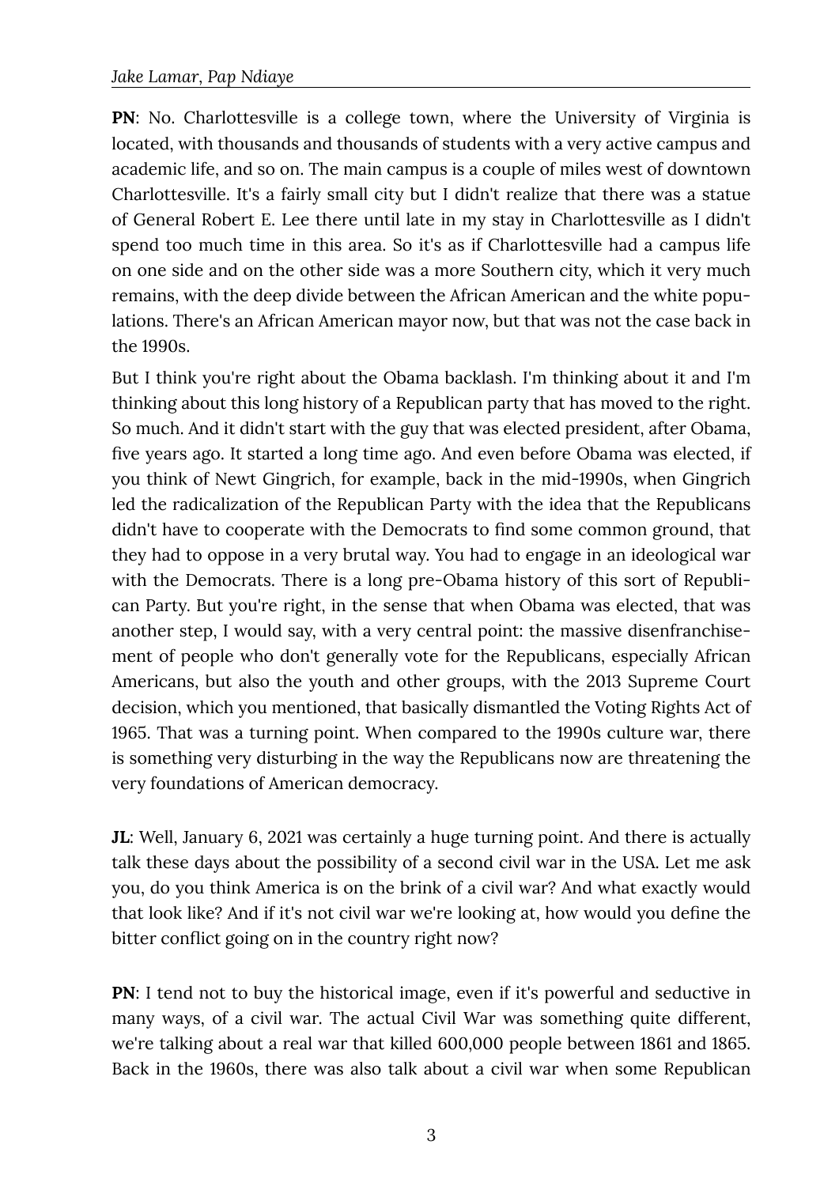**PN**: No. Charlottesville is a college town, where the University of Virginia is located, with thousands and thousands of students with a very active campus and academic life, and so on. The main campus is a couple of miles west of downtown Charlottesville. It's a fairly small city but I didn't realize that there was a statue of General Robert E. Lee there until late in my stay in Charlottesville as I didn't spend too much time in this area. So it's as if Charlottesville had a campus life on one side and on the other side was a more Southern city, which it very much remains, with the deep divide between the African American and the white populations. There's an African American mayor now, but that was not the case back in the 1990s.

But I think you're right about the Obama backlash. I'm thinking about it and I'm thinking about this long history of a Republican party that has moved to the right. So much. And it didn't start with the guy that was elected president, after Obama, five years ago. It started a long time ago. And even before Obama was elected, if you think of Newt Gingrich, for example, back in the mid-1990s, when Gingrich led the radicalization of the Republican Party with the idea that the Republicans didn't have to cooperate with the Democrats to find some common ground, that they had to oppose in a very brutal way. You had to engage in an ideological war with the Democrats. There is a long pre-Obama history of this sort of Republican Party. But you're right, in the sense that when Obama was elected, that was another step, I would say, with a very central point: the massive disenfranchisement of people who don't generally vote for the Republicans, especially African Americans, but also the youth and other groups, with the 2013 Supreme Court decision, which you mentioned, that basically dismantled the Voting Rights Act of 1965. That was a turning point. When compared to the 1990s culture war, there is something very disturbing in the way the Republicans now are threatening the very foundations of American democracy.

**JL**: Well, January 6, 2021 was certainly a huge turning point. And there is actually talk these days about the possibility of a second civil war in the USA. Let me ask you, do you think America is on the brink of a civil war? And what exactly would that look like? And if it's not civil war we're looking at, how would you define the bitter conflict going on in the country right now?

**PN**: I tend not to buy the historical image, even if it's powerful and seductive in many ways, of a civil war. The actual Civil War was something quite different, we're talking about a real war that killed 600,000 people between 1861 and 1865. Back in the 1960s, there was also talk about a civil war when some Republican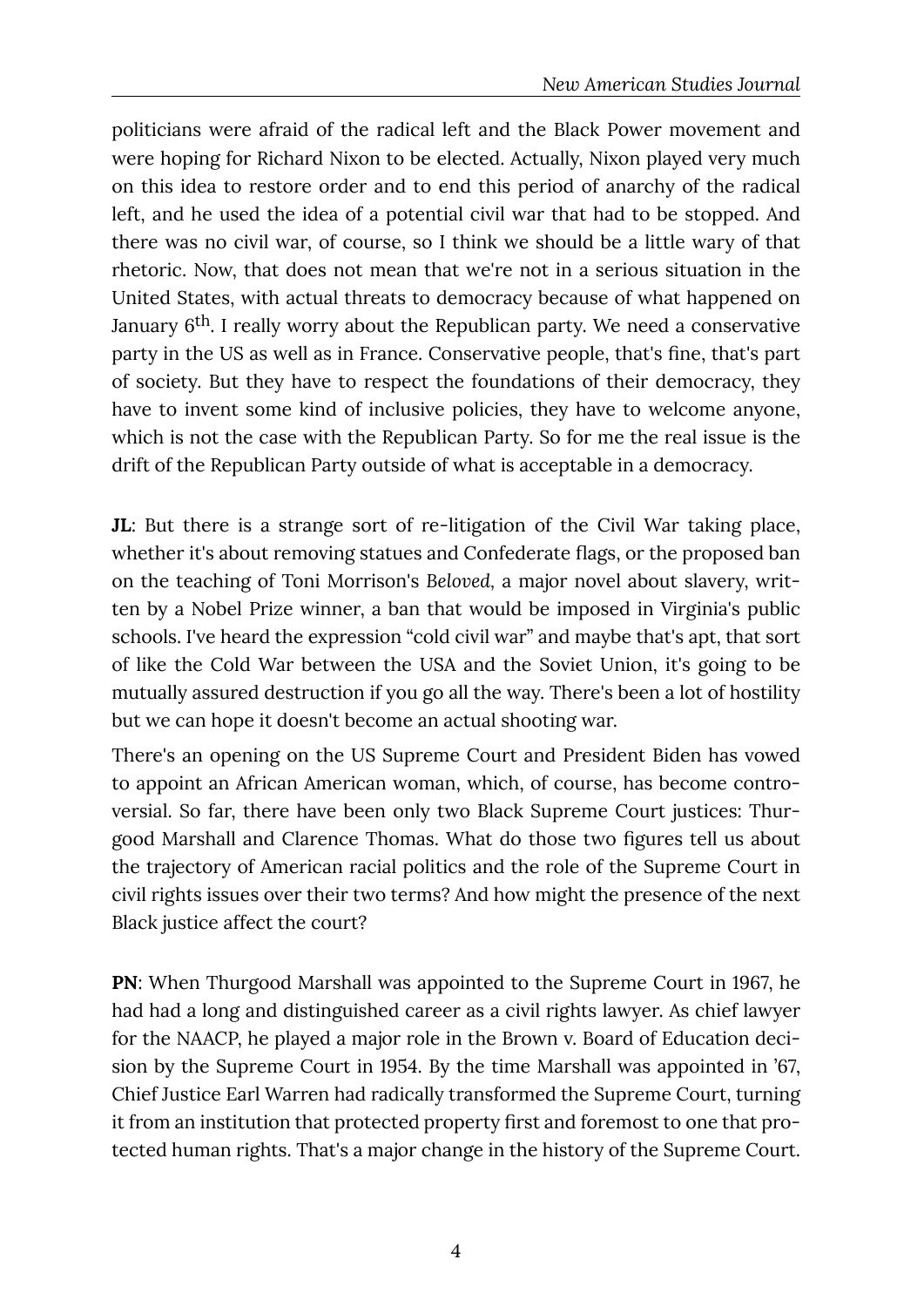politicians were afraid of the radical left and the Black Power movement and were hoping for Richard Nixon to be elected. Actually, Nixon played very much on this idea to restore order and to end this period of anarchy of the radical left, and he used the idea of a potential civil war that had to be stopped. And there was no civil war, of course, so I think we should be a little wary of that rhetoric. Now, that does not mean that we're not in a serious situation in the United States, with actual threats to democracy because of what happened on January 6th. I really worry about the Republican party. We need a conservative party in the US as well as in France. Conservative people, that's fine, that's part of society. But they have to respect the foundations of their democracy, they have to invent some kind of inclusive policies, they have to welcome anyone, which is not the case with the Republican Party. So for me the real issue is the drift of the Republican Party outside of what is acceptable in a democracy.

**JL**: But there is a strange sort of re-litigation of the Civil War taking place, whether it's about removing statues and Confederate flags, or the proposed ban on the teaching of Toni Morrison's *Beloved*, a major novel about slavery, written by a Nobel Prize winner, a ban that would be imposed in Virginia's public schools. I've heard the expression "cold civil war" and maybe that's apt, that sort of like the Cold War between the USA and the Soviet Union, it's going to be mutually assured destruction if you go all the way. There's been a lot of hostility but we can hope it doesn't become an actual shooting war.

There's an opening on the US Supreme Court and President Biden has vowed to appoint an African American woman, which, of course, has become controversial. So far, there have been only two Black Supreme Court justices: Thurgood Marshall and Clarence Thomas. What do those two figures tell us about the trajectory of American racial politics and the role of the Supreme Court in civil rights issues over their two terms? And how might the presence of the next Black justice affect the court?

**PN**: When Thurgood Marshall was appointed to the Supreme Court in 1967, he had had a long and distinguished career as a civil rights lawyer. As chief lawyer for the NAACP, he played a major role in the Brown v. Board of Education decision by the Supreme Court in 1954. By the time Marshall was appointed in '67, Chief Justice Earl Warren had radically transformed the Supreme Court, turning it from an institution that protected property first and foremost to one that protected human rights. That's a major change in the history of the Supreme Court.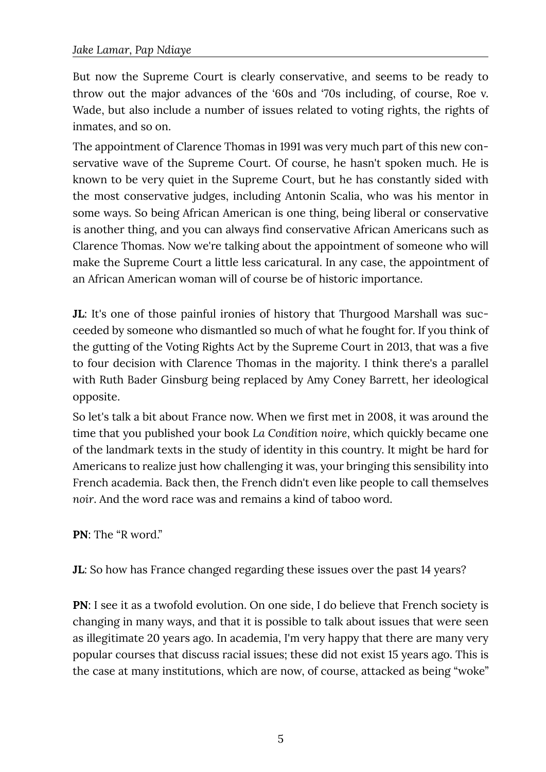But now the Supreme Court is clearly conservative, and seems to be ready to throw out the major advances of the '60s and '70s including, of course, Roe v. Wade, but also include a number of issues related to voting rights, the rights of inmates, and so on.

The appointment of Clarence Thomas in 1991 was very much part of this new conservative wave of the Supreme Court. Of course, he hasn't spoken much. He is known to be very quiet in the Supreme Court, but he has constantly sided with the most conservative judges, including Antonin Scalia, who was his mentor in some ways. So being African American is one thing, being liberal or conservative is another thing, and you can always find conservative African Americans such as Clarence Thomas. Now we're talking about the appointment of someone who will make the Supreme Court a little less caricatural. In any case, the appointment of an African American woman will of course be of historic importance.

**JL**: It's one of those painful ironies of history that Thurgood Marshall was succeeded by someone who dismantled so much of what he fought for. If you think of the gutting of the Voting Rights Act by the Supreme Court in 2013, that was a five to four decision with Clarence Thomas in the majority. I think there's a parallel with Ruth Bader Ginsburg being replaced by Amy Coney Barrett, her ideological opposite.

So let's talk a bit about France now. When we first met in 2008, it was around the time that you published your book *La Condition noire*, which quickly became one of the landmark texts in the study of identity in this country. It might be hard for Americans to realize just how challenging it was, your bringing this sensibility into French academia. Back then, the French didn't even like people to call themselves *noir*. And the word race was and remains a kind of taboo word.

**PN**: The "R word."

**JL**: So how has France changed regarding these issues over the past 14 years?

**PN**: I see it as a twofold evolution. On one side, I do believe that French society is changing in many ways, and that it is possible to talk about issues that were seen as illegitimate 20 years ago. In academia, I'm very happy that there are many very popular courses that discuss racial issues; these did not exist 15 years ago. This is the case at many institutions, which are now, of course, attacked as being "woke"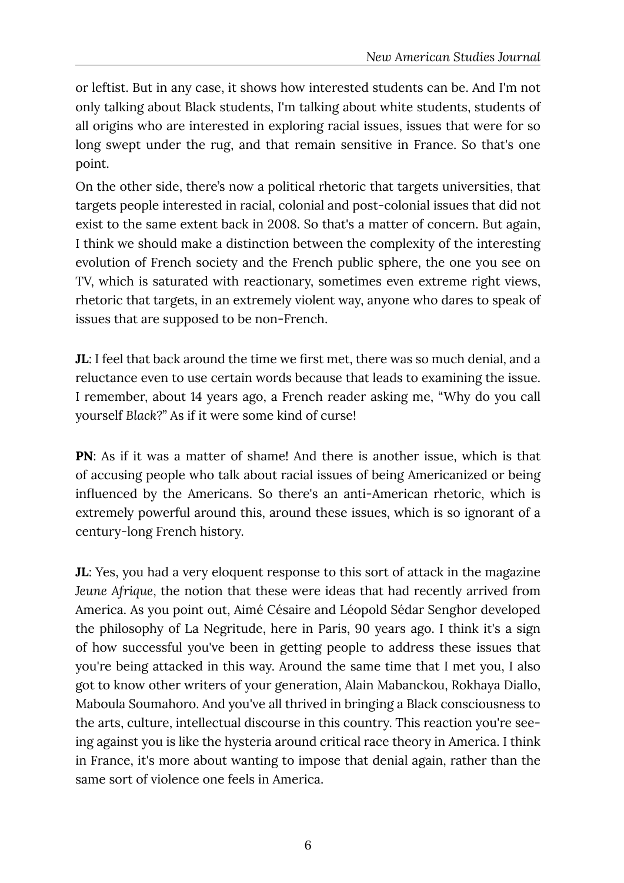or leftist. But in any case, it shows how interested students can be. And I'm not only talking about Black students, I'm talking about white students, students of all origins who are interested in exploring racial issues, issues that were for so long swept under the rug, and that remain sensitive in France. So that's one point.

On the other side, there's now a political rhetoric that targets universities, that targets people interested in racial, colonial and post-colonial issues that did not exist to the same extent back in 2008. So that's a matter of concern. But again, I think we should make a distinction between the complexity of the interesting evolution of French society and the French public sphere, the one you see on TV, which is saturated with reactionary, sometimes even extreme right views, rhetoric that targets, in an extremely violent way, anyone who dares to speak of issues that are supposed to be non-French.

**JL**: I feel that back around the time we first met, there was so much denial, and a reluctance even to use certain words because that leads to examining the issue. I remember, about 14 years ago, a French reader asking me, "Why do you call yourself *Black*?" As if it were some kind of curse!

**PN**: As if it was a matter of shame! And there is another issue, which is that of accusing people who talk about racial issues of being Americanized or being influenced by the Americans. So there's an anti-American rhetoric, which is extremely powerful around this, around these issues, which is so ignorant of a century-long French history.

**JL**: Yes, you had a very eloquent response to this sort of attack in the magazine *Jeune Afrique*, the notion that these were ideas that had recently arrived from America. As you point out, Aimé Césaire and Léopold Sédar Senghor developed the philosophy of La Negritude, here in Paris, 90 years ago. I think it's a sign of how successful you've been in getting people to address these issues that you're being attacked in this way. Around the same time that I met you, I also got to know other writers of your generation, Alain Mabanckou, Rokhaya Diallo, Maboula Soumahoro. And you've all thrived in bringing a Black consciousness to the arts, culture, intellectual discourse in this country. This reaction you're seeing against you is like the hysteria around critical race theory in America. I think in France, it's more about wanting to impose that denial again, rather than the same sort of violence one feels in America.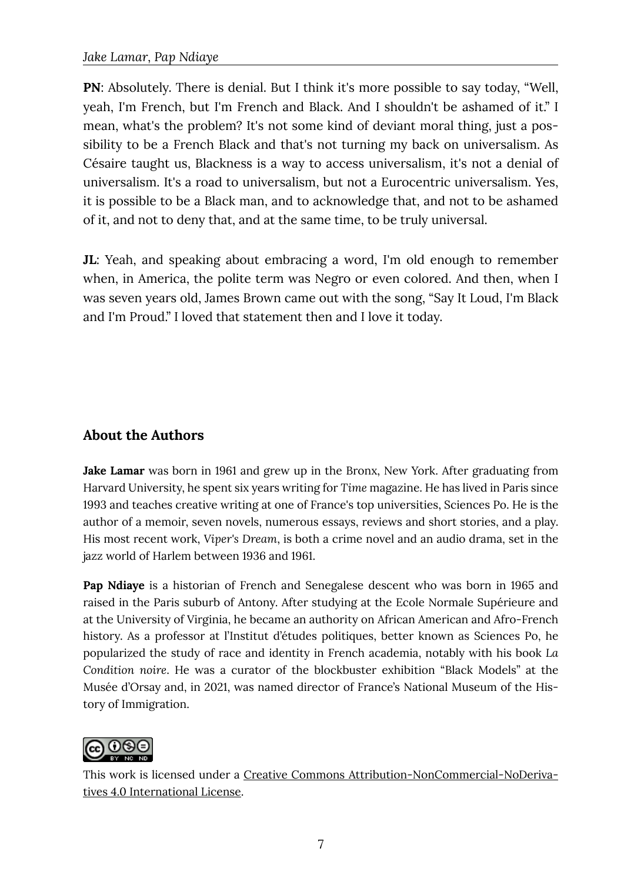**PN**: Absolutely. There is denial. But I think it's more possible to say today, "Well, yeah, I'm French, but I'm French and Black. And I shouldn't be ashamed of it." I mean, what's the problem? It's not some kind of deviant moral thing, just a possibility to be a French Black and that's not turning my back on universalism. As Césaire taught us, Blackness is a way to access universalism, it's not a denial of universalism. It's a road to universalism, but not a Eurocentric universalism. Yes, it is possible to be a Black man, and to acknowledge that, and not to be ashamed of it, and not to deny that, and at the same time, to be truly universal.

**JL**: Yeah, and speaking about embracing a word, I'm old enough to remember when, in America, the polite term was Negro or even colored. And then, when I was seven years old, James Brown came out with the song, "Say It Loud, I'm Black and I'm Proud." I loved that statement then and I love it today.

## About the Authors

**Jake Lamar** was born in 1961 and grew up in the Bronx, New York. After graduating from Harvard University, he spent six years writing for *Time* magazine. He has lived in Paris since 1993 and teaches creative writing at one of France's top universities, Sciences Po. He is the author of a memoir, seven novels, numerous essays, reviews and short stories, and a play. His most recent work, *Viper's Dream*, is both a crime novel and an audio drama, set in the jazz world of Harlem between 1936 and 1961.

**Pap Ndiaye** is a historian of French and Senegalese descent who was born in 1965 and raised in the Paris suburb of Antony. After studying at the Ecole Normale Supérieure and at the University of Virginia, he became an authority on African American and Afro-French history. As a professor at l'Institut d'études politiques, better known as Sciences Po, he popularized the study of race and identity in French academia, notably with his book *La Condition noire*. He was a curator of the blockbuster exhibition "Black Models" at the Musée d'Orsay and, in 2021, was named director of France's National Museum of the History of Immigration.

This work is licensed under a Creative Commons Attribution-NonCommercial-NoDerivatives 4.0 International License.